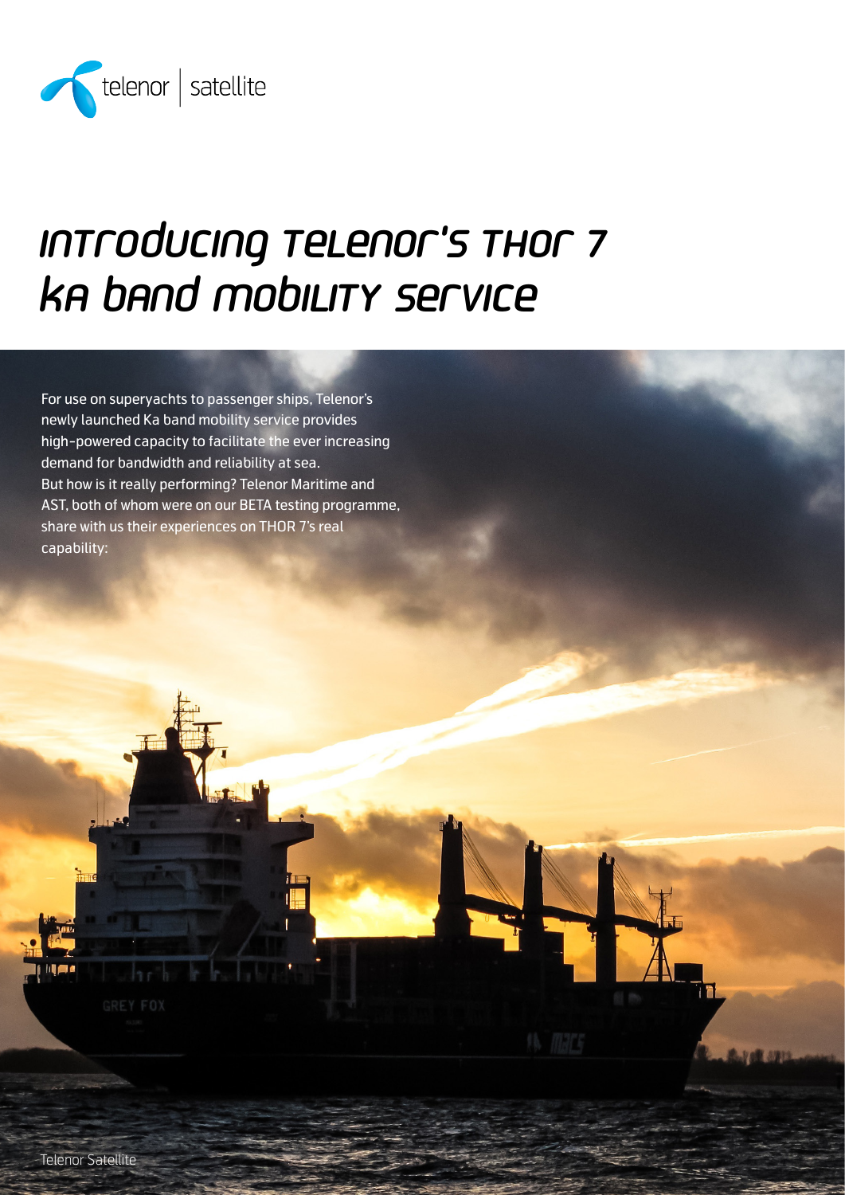# Introducing Telenor's THOR 7 Ka band mobility service

For use on superyachts to passenger ships, Telenor's newly launched Ka band mobility service provides high-powered capacity to facilitate the ever increasing demand for bandwidth and reliability at sea.
But how is it really performing? Telenor Maritime and AST, both of whom were on our BETA testing programme, share with us their experiences on THOR 7's real capability: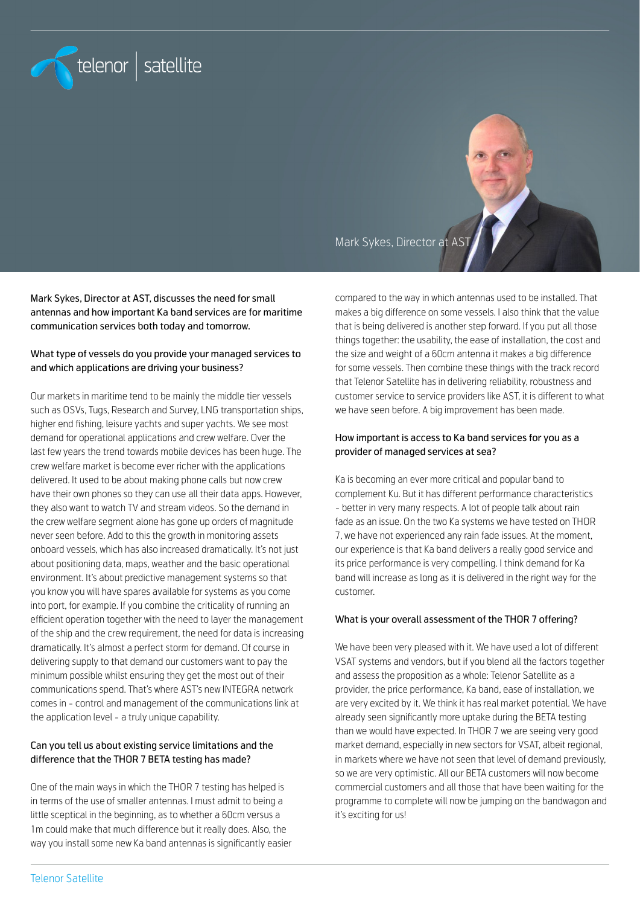Mark Sykes, Director at AST

Mark Sykes, Director at AST, discusses the need for small antennas and how important Ka band services are for maritime communication services both today and tomorrow.

### What type of vessels do you provide your managed services to and which applications are driving your business?

Our markets in maritime tend to be mainly the middle tier vessels such as OSVs, Tugs, Research and Survey, LNG transportation ships, higher end fishing, leisure yachts and super yachts. We see most demand for operational applications and crew welfare. Over the last few years the trend towards mobile devices has been huge. The crew welfare market is become ever richer with the applications delivered. It used to be about making phone calls but now crew have their own phones so they can use all their data apps. However, they also want to watch TV and stream videos. So the demand in the crew welfare segment alone has gone up orders of magnitude never seen before. Add to this the growth in monitoring assets onboard vessels, which has also increased dramatically. It's not just about positioning data, maps, weather and the basic operational environment. It's about predictive management systems so that you know you will have spares available for systems as you come into port, for example. If you combine the criticality of running an efficient operation together with the need to layer the management of the ship and the crew requirement, the need for data is increasing dramatically. It's almost a perfect storm for demand. Of course in delivering supply to that demand our customers want to pay the minimum possible whilst ensuring they get the most out of their communications spend. That's where AST's new INTEGRA network comes in – control and management of the communications link at the application level – a truly unique capability.

### Can you tell us about existing service limitations and the difference that the THOR 7 BETA testing has made?

One of the main ways in which the THOR 7 testing has helped is in terms of the use of smaller antennas. I must admit to being a little sceptical in the beginning, as to whether a 60cm versus a 1m could make that much difference but it really does. Also, the way you install some new Ka band antennas is significantly easier compared to the way in which antennas used to be installed. That makes a big difference on some vessels. I also think that the value that is being delivered is another step forward. If you put all those things together: the usability, the ease of installation, the cost and the size and weight of a 60cm antenna it makes a big difference for some vessels. Then combine these things with the track record that Telenor Satellite has in delivering reliability, robustness and customer service to service providers like AST, it is different to what we have seen before. A big improvement has been made.

### How important is access to Ka band services for you as a provider of managed services at sea?

Ka is becoming an ever more critical and popular band to complement Ku. But it has different performance characteristics – better in very many respects. A lot of people talk about rain fade as an issue. On the two Ka systems we have tested on THOR 7, we have not experienced any rain fade issues. At the moment, our experience is that Ka band delivers a really good service and its price performance is very compelling. I think demand for Ka band will increase as long as it is delivered in the right way for the customer.

### What is your overall assessment of the THOR 7 offering?

We have been very pleased with it. We have used a lot of different VSAT systems and vendors, but if you blend all the factors together and assess the proposition as a whole: Telenor Satellite as a provider, the price performance, Ka band, ease of installation, we are very excited by it. We think it has real market potential. We have already seen significantly more uptake during the BETA testing than we would have expected. In THOR 7 we are seeing very good market demand, especially in new sectors for VSAT, albeit regional, in markets where we have not seen that level of demand previously, so we are very optimistic. All our BETA customers will now become commercial customers and all those that have been waiting for the programme to complete will now be jumping on the bandwagon and it's exciting for us!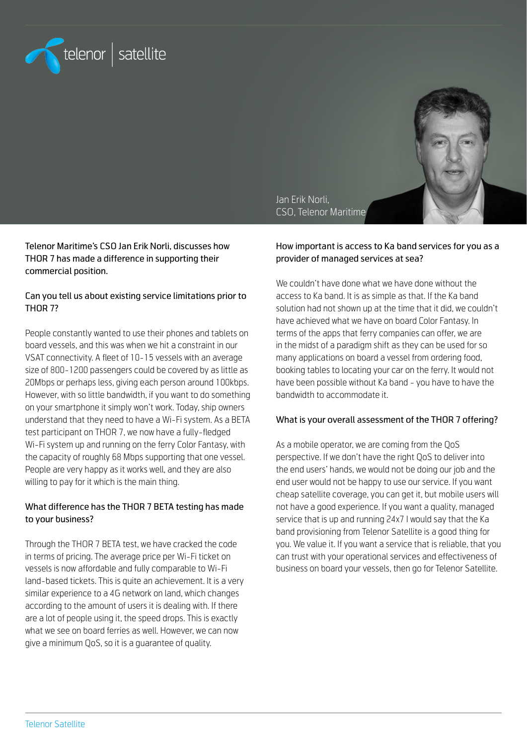telenor | satellite

Jan Erik Norli,
CSO, Telenor Maritime

Telenor Maritime's CSO Jan Erik Norli, discusses how THOR 7 has made a difference in supporting their commercial position.

### Can you tell us about existing service limitations prior to THOR 7?

People constantly wanted to use their phones and tablets on board vessels, and this was when we hit a constraint in our VSAT connectivity. A fleet of 10-15 vessels with an average size of 800-1200 passengers could be covered by as little as 20Mbps or perhaps less, giving each person around 100kbps. However, with so little bandwidth, if you want to do something on your smartphone it simply won't work. Today, ship owners understand that they need to have a Wi-Fi system. As a BETA test participant on THOR 7, we now have a fully-fledged Wi-Fi system up and running on the ferry Color Fantasy, with the capacity of roughly 68 Mbps supporting that one vessel. People are very happy as it works well, and they are also willing to pay for it which is the main thing.

### What difference has the THOR 7 BETA testing has made to your business?

Through the THOR 7 BETA test, we have cracked the code in terms of pricing. The average price per Wi-Fi ticket on vessels is now affordable and fully comparable to Wi-Fi land-based tickets. This is quite an achievement. It is a very similar experience to a 4G network on land, which changes according to the amount of users it is dealing with. If there are a lot of people using it, the speed drops. This is exactly what we see on board ferries as well. However, we can now give a minimum QoS, so it is a guarantee of quality.

### How important is access to Ka band services for you as a provider of managed services at sea?

We couldn't have done what we have done without the access to Ka band. It is as simple as that. If the Ka band solution had not shown up at the time that it did, we couldn't have achieved what we have on board Color Fantasy. In terms of the apps that ferry companies can offer, we are in the midst of a paradigm shift as they can be used for so many applications on board a vessel from ordering food, booking tables to locating your car on the ferry. It would not have been possible without Ka band - you have to have the bandwidth to accommodate it.

### What is your overall assessment of the THOR 7 offering?

As a mobile operator, we are coming from the QoS perspective. If we don't have the right QoS to deliver into the end users' hands, we would not be doing our job and the end user would not be happy to use our service. If you want cheap satellite coverage, you can get it, but mobile users will not have a good experience. If you want a quality, managed service that is up and running 24x7 I would say that the Ka band provisioning from Telenor Satellite is a good thing for you. We value it. If you want a service that is reliable, that you can trust with your operational services and effectiveness of business on board your vessels, then go for Telenor Satellite.